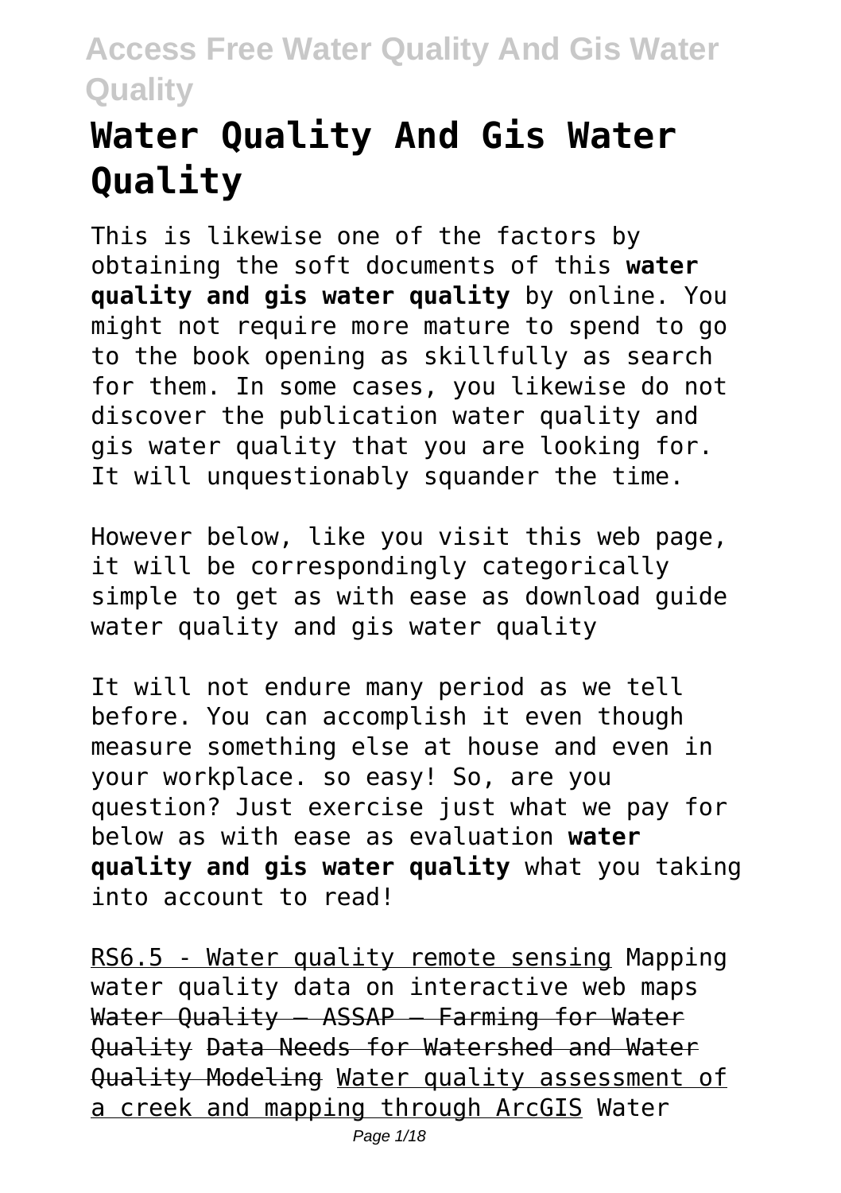# Water Quality And Gis Water Quality

This is likewise one of the factors by obtaining the soft documents of this **water quality and gis water quality** by online. You might not require more mature to spend to go to the book opening as skillfully as search for them. In some cases, you likewise do not discover the publication water quality and gis water quality that you are looking for. It will unquestionably squander the time.

However below, like you visit this web page, it will be correspondingly categorically simple to get as with ease as download guide water quality and gis water quality

It will not endure many period as we tell before. You can accomplish it even though measure something else at house and even in your workplace. so easy! So, are you question? Just exercise just what we pay for below as with ease as evaluation **water quality and gis water quality** what you taking into account to read!

RS6.5 - Water quality remote sensing Mapping water quality data on interactive web maps Water Quality – ASSAP – Farming for Water Quality Data Needs for Watershed and Water Quality Modeling Water quality assessment of a creek and mapping through ArcGIS Water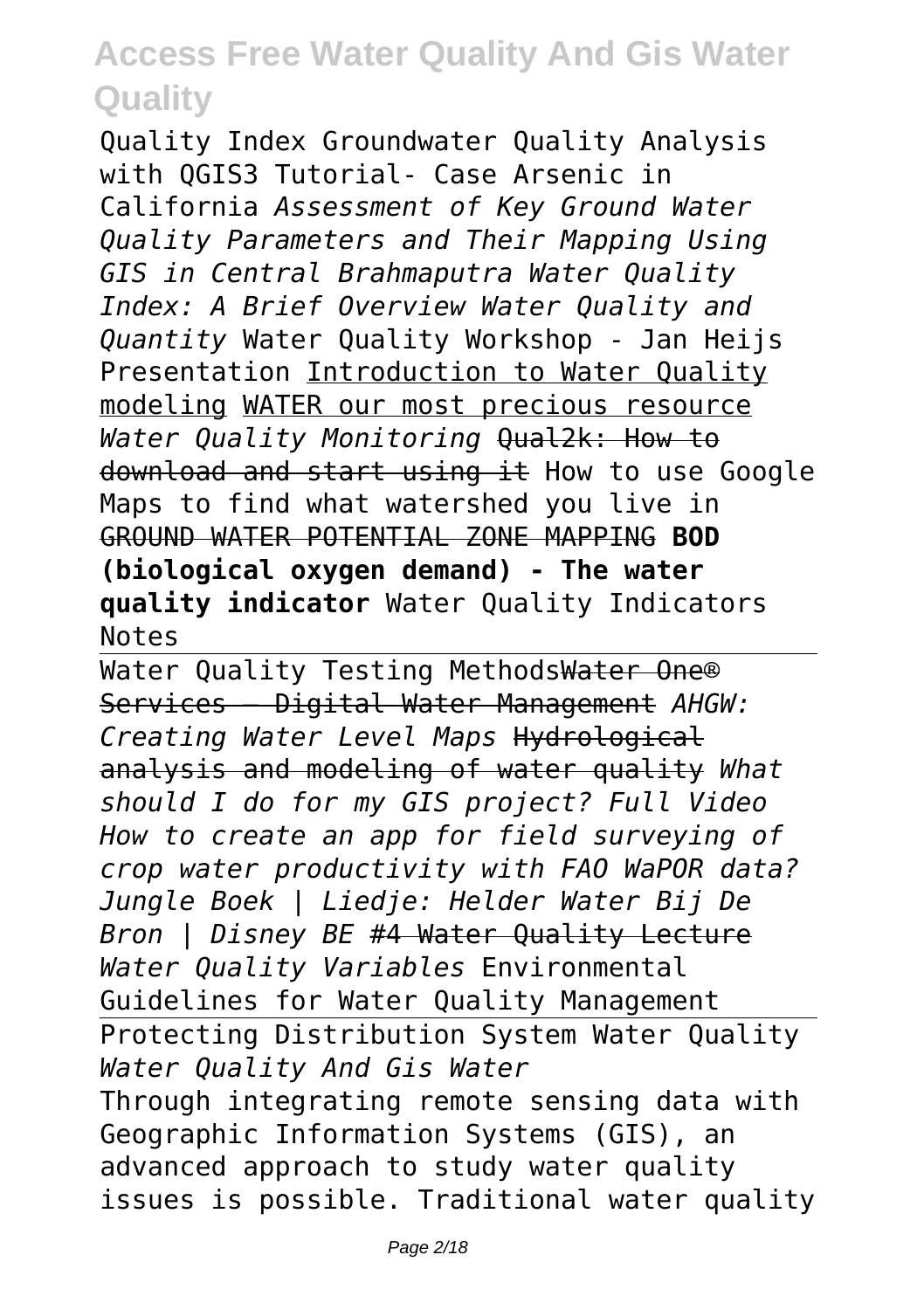Quality Index Groundwater Quality Analysis with QGIS3 Tutorial- Case Arsenic in California *Assessment of Key Ground Water Quality Parameters and Their Mapping Using GIS in Central Brahmaputra Water Quality Index: A Brief Overview Water Quality and Quantity* Water Quality Workshop - Jan Heijs Presentation Introduction to Water Quality modeling WATER our most precious resource *Water Quality Monitoring* ~~Qual2k: How to download and start using it~~ How to use Google Maps to find what watershed you live in GROUND WATER POTENTIAL ZONE MAPPING **BOD (biological oxygen demand) - The water quality indicator** Water Quality Indicators Notes

Water Quality Testing Methods~~Water One® Services – Digital Water Management~~ *AHGW: Creating Water Level Maps* ~~Hydrological analysis and modeling of water quality~~ *What should I do for my GIS project? Full Video How to create an app for field surveying of crop water productivity with FAO WaPOR data? Jungle Boek | Liedje: Helder Water Bij De Bron | Disney BE* ~~#4 Water Quality Lecture~~ *Water Quality Variables* Environmental Guidelines for Water Quality Management

Protecting Distribution System Water Quality

*Water Quality And Gis Water*

Through integrating remote sensing data with Geographic Information Systems (GIS), an advanced approach to study water quality issues is possible. Traditional water quality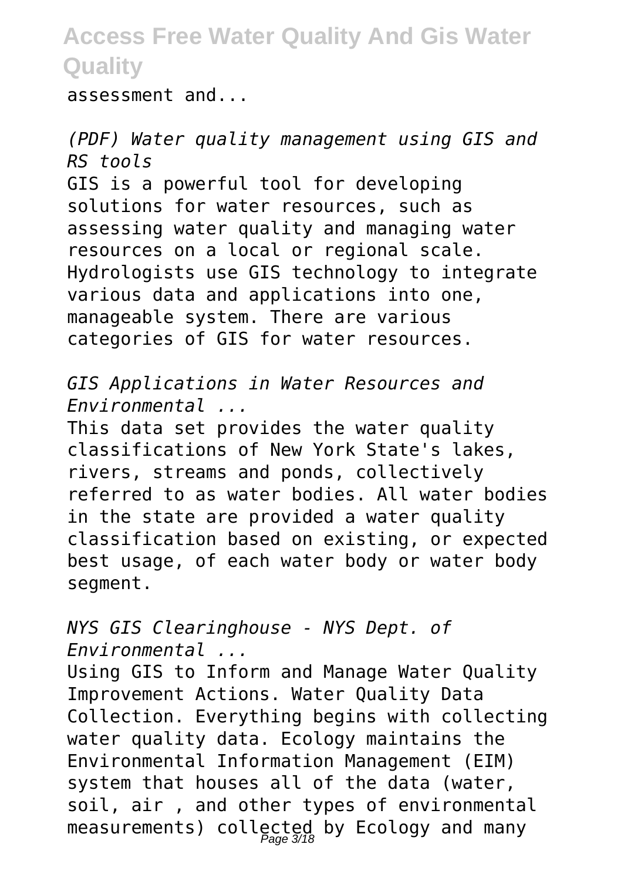assessment and...

*(PDF) Water quality management using GIS and RS tools*

GIS is a powerful tool for developing solutions for water resources, such as assessing water quality and managing water resources on a local or regional scale. Hydrologists use GIS technology to integrate various data and applications into one, manageable system. There are various categories of GIS for water resources.

*GIS Applications in Water Resources and Environmental ...*

This data set provides the water quality classifications of New York State's lakes, rivers, streams and ponds, collectively referred to as water bodies. All water bodies in the state are provided a water quality classification based on existing, or expected best usage, of each water body or water body segment.

*NYS GIS Clearinghouse - NYS Dept. of Environmental ...*

Using GIS to Inform and Manage Water Quality Improvement Actions. Water Quality Data Collection. Everything begins with collecting water quality data. Ecology maintains the Environmental Information Management (EIM) system that houses all of the data (water, soil, air , and other types of environmental measurements) collected by Ecology and many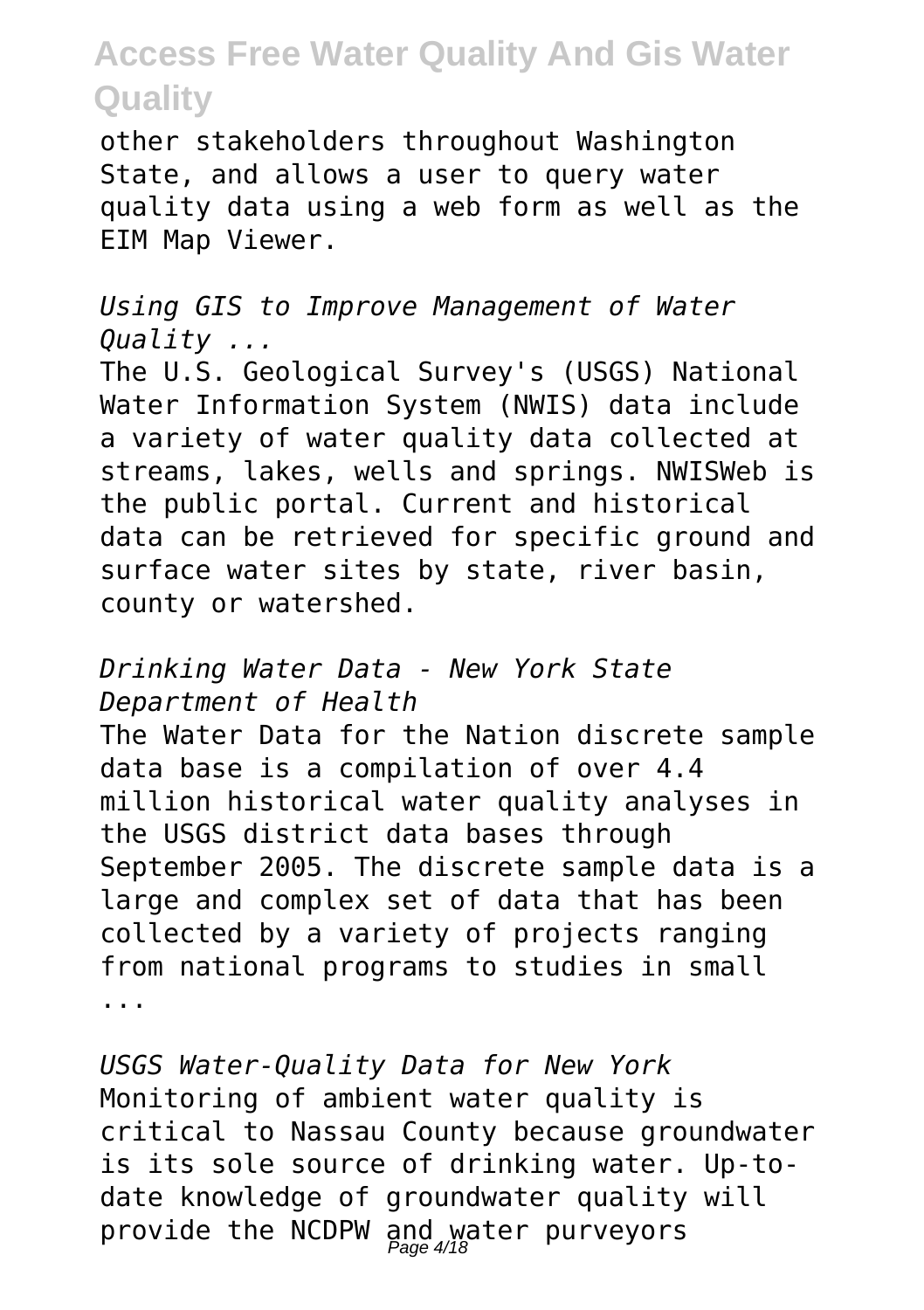other stakeholders throughout Washington State, and allows a user to query water quality data using a web form as well as the EIM Map Viewer.

*Using GIS to Improve Management of Water Quality ...*

The U.S. Geological Survey's (USGS) National Water Information System (NWIS) data include a variety of water quality data collected at streams, lakes, wells and springs. NWISWeb is the public portal. Current and historical data can be retrieved for specific ground and surface water sites by state, river basin, county or watershed.

*Drinking Water Data - New York State Department of Health*

The Water Data for the Nation discrete sample data base is a compilation of over 4.4 million historical water quality analyses in the USGS district data bases through September 2005. The discrete sample data is a large and complex set of data that has been collected by a variety of projects ranging from national programs to studies in small ...

*USGS Water-Quality Data for New York*

Monitoring of ambient water quality is critical to Nassau County because groundwater is its sole source of drinking water. Up-to-date knowledge of groundwater quality will provide the NCDPW and water purveyors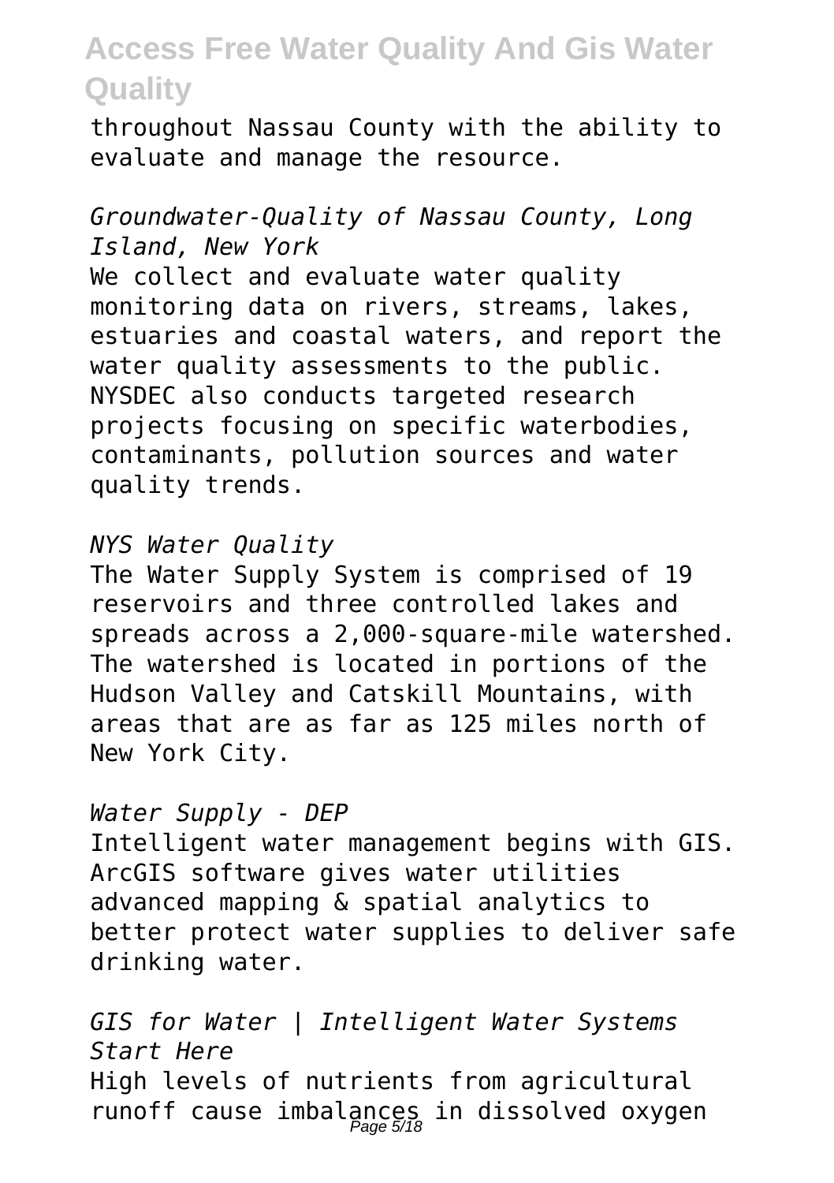throughout Nassau County with the ability to evaluate and manage the resource.

*Groundwater-Quality of Nassau County, Long Island, New York*

We collect and evaluate water quality monitoring data on rivers, streams, lakes, estuaries and coastal waters, and report the water quality assessments to the public. NYSDEC also conducts targeted research projects focusing on specific waterbodies, contaminants, pollution sources and water quality trends.

*NYS Water Quality*

The Water Supply System is comprised of 19 reservoirs and three controlled lakes and spreads across a 2,000-square-mile watershed. The watershed is located in portions of the Hudson Valley and Catskill Mountains, with areas that are as far as 125 miles north of New York City.

*Water Supply - DEP*

Intelligent water management begins with GIS. ArcGIS software gives water utilities advanced mapping & spatial analytics to better protect water supplies to deliver safe drinking water.

*GIS for Water | Intelligent Water Systems Start Here*

High levels of nutrients from agricultural runoff cause imbalances in dissolved oxygen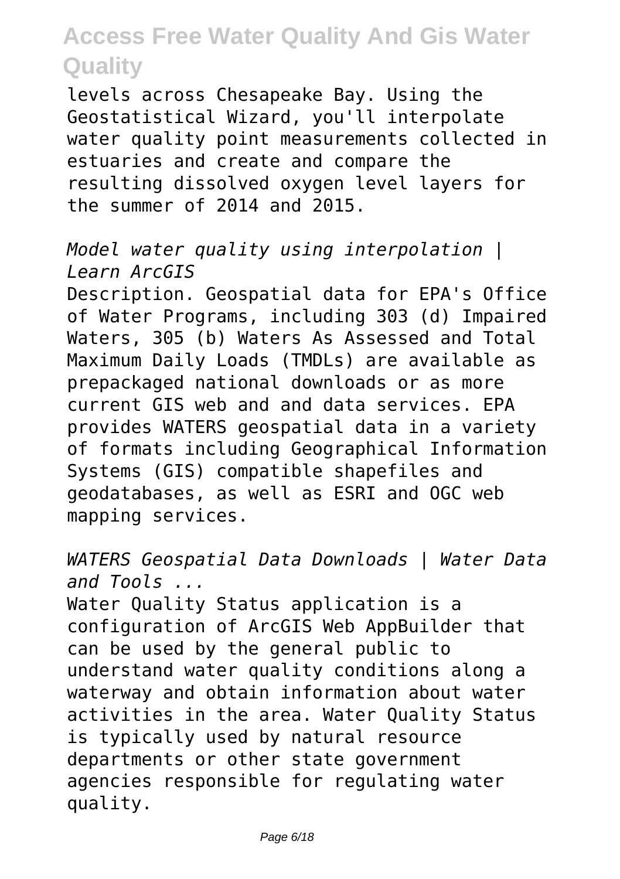levels across Chesapeake Bay. Using the Geostatistical Wizard, you'll interpolate water quality point measurements collected in estuaries and create and compare the resulting dissolved oxygen level layers for the summer of 2014 and 2015.

*Model water quality using interpolation | Learn ArcGIS*

Description. Geospatial data for EPA's Office of Water Programs, including 303 (d) Impaired Waters, 305 (b) Waters As Assessed and Total Maximum Daily Loads (TMDLs) are available as prepackaged national downloads or as more current GIS web and and data services. EPA provides WATERS geospatial data in a variety of formats including Geographical Information Systems (GIS) compatible shapefiles and geodatabases, as well as ESRI and OGC web mapping services.

*WATERS Geospatial Data Downloads | Water Data and Tools ...*

Water Quality Status application is a configuration of ArcGIS Web AppBuilder that can be used by the general public to understand water quality conditions along a waterway and obtain information about water activities in the area. Water Quality Status is typically used by natural resource departments or other state government agencies responsible for regulating water quality.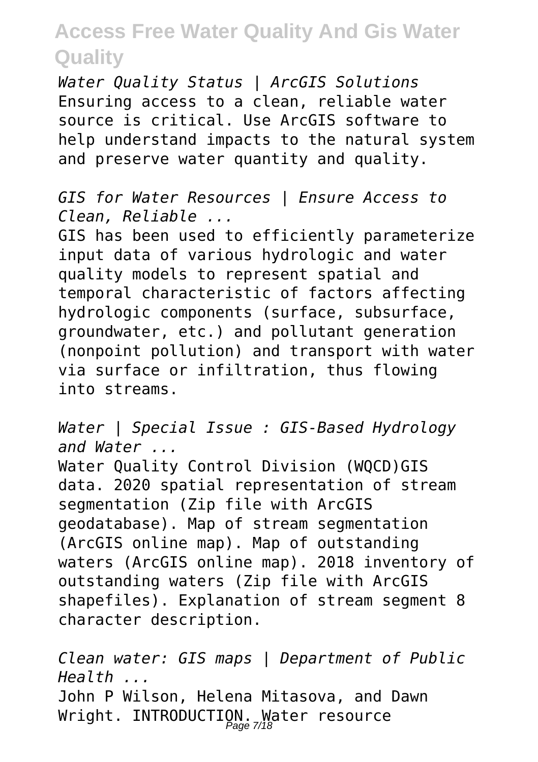*Water Quality Status | ArcGIS Solutions*
Ensuring access to a clean, reliable water source is critical. Use ArcGIS software to help understand impacts to the natural system and preserve water quantity and quality.

*GIS for Water Resources | Ensure Access to Clean, Reliable ...*
GIS has been used to efficiently parameterize input data of various hydrologic and water quality models to represent spatial and temporal characteristic of factors affecting hydrologic components (surface, subsurface, groundwater, etc.) and pollutant generation (nonpoint pollution) and transport with water via surface or infiltration, thus flowing into streams.

*Water | Special Issue : GIS-Based Hydrology and Water ...*
Water Quality Control Division (WQCD)GIS data. 2020 spatial representation of stream segmentation (Zip file with ArcGIS geodatabase). Map of stream segmentation (ArcGIS online map). Map of outstanding waters (ArcGIS online map). 2018 inventory of outstanding waters (Zip file with ArcGIS shapefiles). Explanation of stream segment 8 character description.

*Clean water: GIS maps | Department of Public Health ...*
John P Wilson, Helena Mitasova, and Dawn Wright. INTRODUCTION. Water resource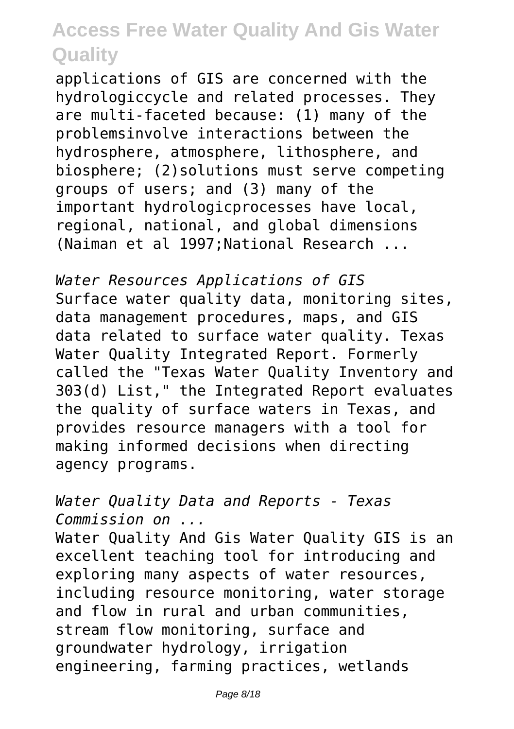applications of GIS are concerned with the hydrologiccycle and related processes. They are multi-faceted because: (1) many of the problemsinvolve interactions between the hydrosphere, atmosphere, lithosphere, and biosphere; (2)solutions must serve competing groups of users; and (3) many of the important hydrologicprocesses have local, regional, national, and global dimensions (Naiman et al 1997;National Research ...

*Water Resources Applications of GIS*

Surface water quality data, monitoring sites, data management procedures, maps, and GIS data related to surface water quality. Texas Water Quality Integrated Report. Formerly called the "Texas Water Quality Inventory and 303(d) List," the Integrated Report evaluates the quality of surface waters in Texas, and provides resource managers with a tool for making informed decisions when directing agency programs.

*Water Quality Data and Reports - Texas Commission on ...*

Water Quality And Gis Water Quality GIS is an excellent teaching tool for introducing and exploring many aspects of water resources, including resource monitoring, water storage and flow in rural and urban communities, stream flow monitoring, surface and groundwater hydrology, irrigation engineering, farming practices, wetlands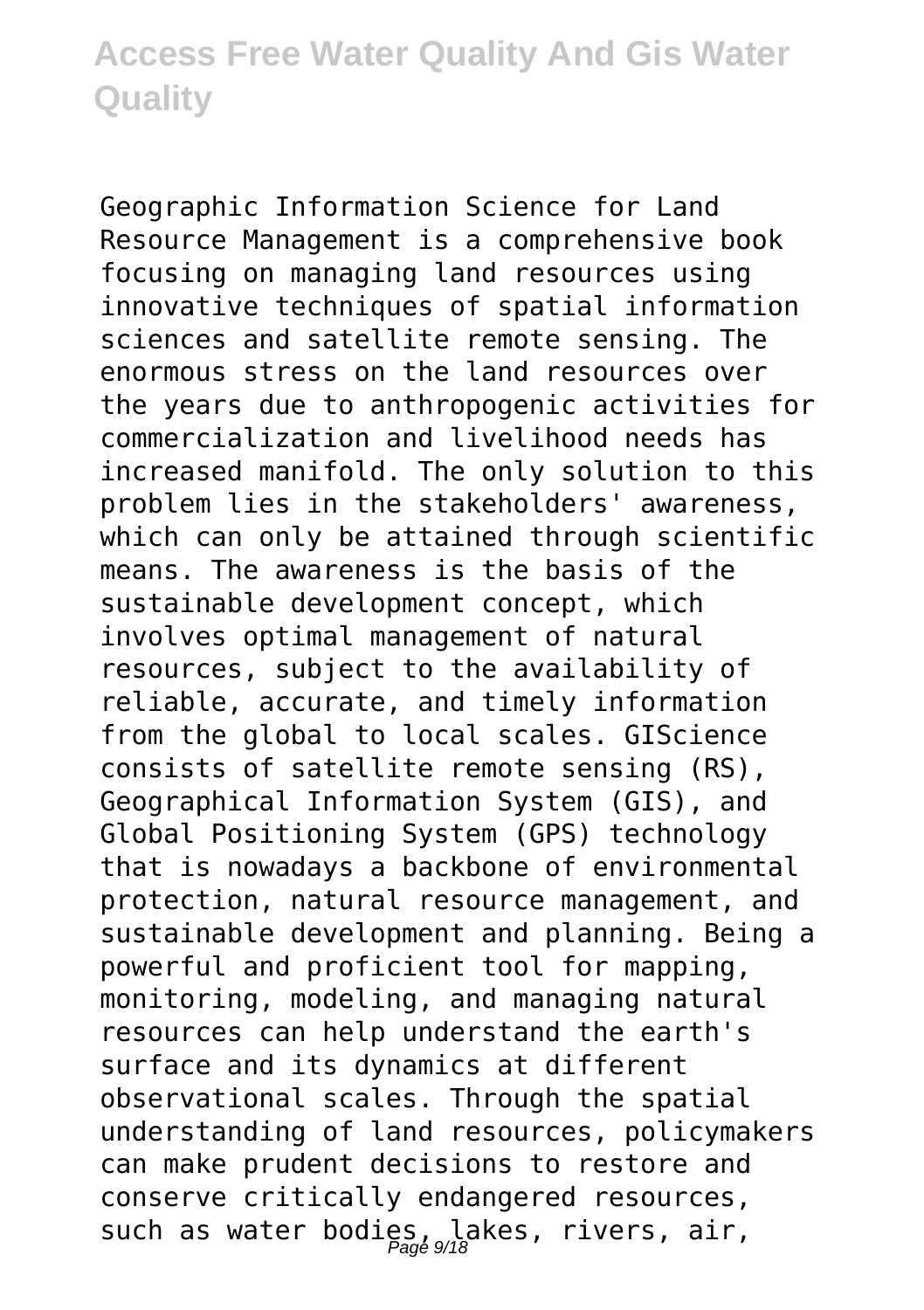Geographic Information Science for Land Resource Management is a comprehensive book focusing on managing land resources using innovative techniques of spatial information sciences and satellite remote sensing. The enormous stress on the land resources over the years due to anthropogenic activities for commercialization and livelihood needs has increased manifold. The only solution to this problem lies in the stakeholders' awareness, which can only be attained through scientific means. The awareness is the basis of the sustainable development concept, which involves optimal management of natural resources, subject to the availability of reliable, accurate, and timely information from the global to local scales. GIScience consists of satellite remote sensing (RS), Geographical Information System (GIS), and Global Positioning System (GPS) technology that is nowadays a backbone of environmental protection, natural resource management, and sustainable development and planning. Being a powerful and proficient tool for mapping, monitoring, modeling, and managing natural resources can help understand the earth's surface and its dynamics at different observational scales. Through the spatial understanding of land resources, policymakers can make prudent decisions to restore and conserve critically endangered resources, such as water bodies, lakes, rivers, air,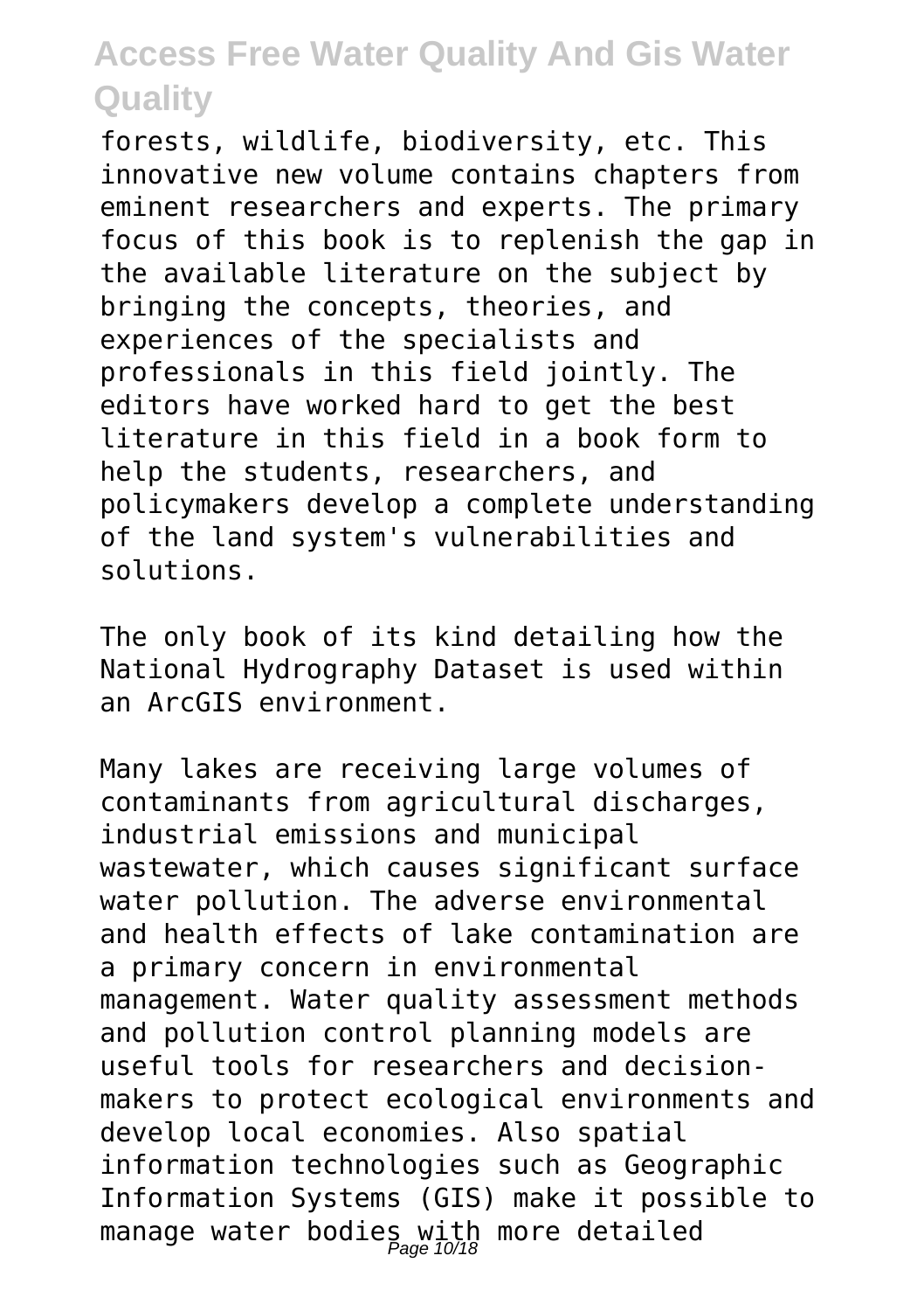forests, wildlife, biodiversity, etc. This innovative new volume contains chapters from eminent researchers and experts. The primary focus of this book is to replenish the gap in the available literature on the subject by bringing the concepts, theories, and experiences of the specialists and professionals in this field jointly. The editors have worked hard to get the best literature in this field in a book form to help the students, researchers, and policymakers develop a complete understanding of the land system's vulnerabilities and solutions.

The only book of its kind detailing how the National Hydrography Dataset is used within an ArcGIS environment.

Many lakes are receiving large volumes of contaminants from agricultural discharges, industrial emissions and municipal wastewater, which causes significant surface water pollution. The adverse environmental and health effects of lake contamination are a primary concern in environmental management. Water quality assessment methods and pollution control planning models are useful tools for researchers and decision-makers to protect ecological environments and develop local economies. Also spatial information technologies such as Geographic Information Systems (GIS) make it possible to manage water bodies with more detailed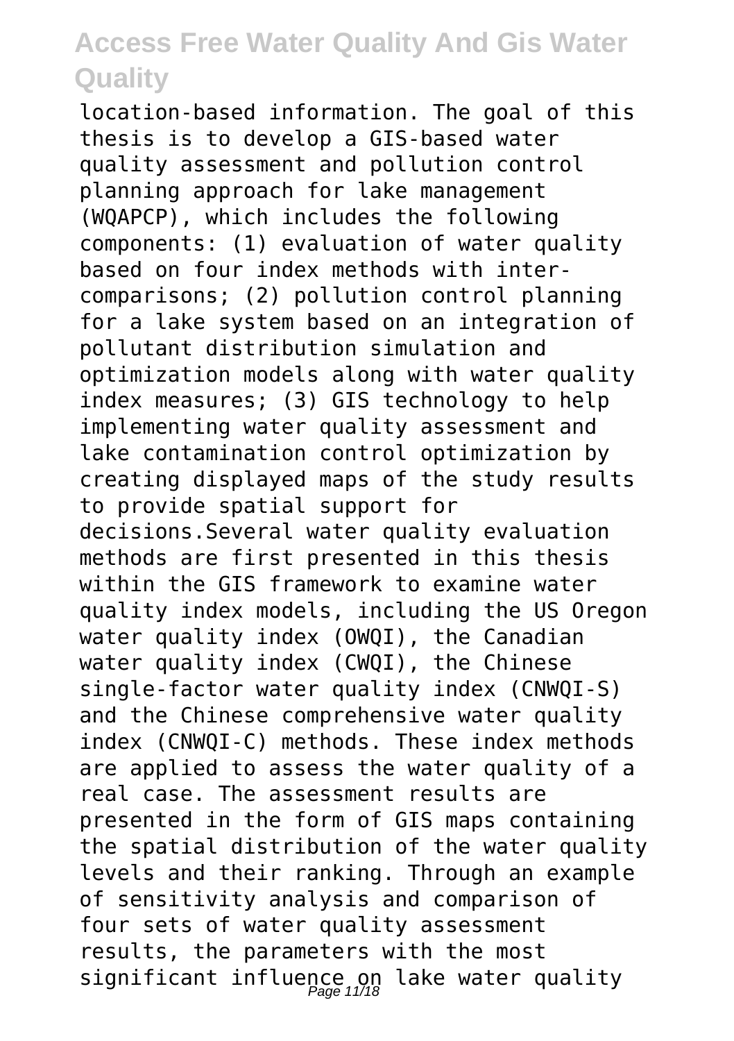location-based information. The goal of this thesis is to develop a GIS-based water quality assessment and pollution control planning approach for lake management (WQAPCP), which includes the following components: (1) evaluation of water quality based on four index methods with inter-comparisons; (2) pollution control planning for a lake system based on an integration of pollutant distribution simulation and optimization models along with water quality index measures; (3) GIS technology to help implementing water quality assessment and lake contamination control optimization by creating displayed maps of the study results to provide spatial support for decisions.Several water quality evaluation methods are first presented in this thesis within the GIS framework to examine water quality index models, including the US Oregon water quality index (OWQI), the Canadian water quality index (CWQI), the Chinese single-factor water quality index (CNWQI-S) and the Chinese comprehensive water quality index (CNWQI-C) methods. These index methods are applied to assess the water quality of a real case. The assessment results are presented in the form of GIS maps containing the spatial distribution of the water quality levels and their ranking. Through an example of sensitivity analysis and comparison of four sets of water quality assessment results, the parameters with the most significant influence on lake water quality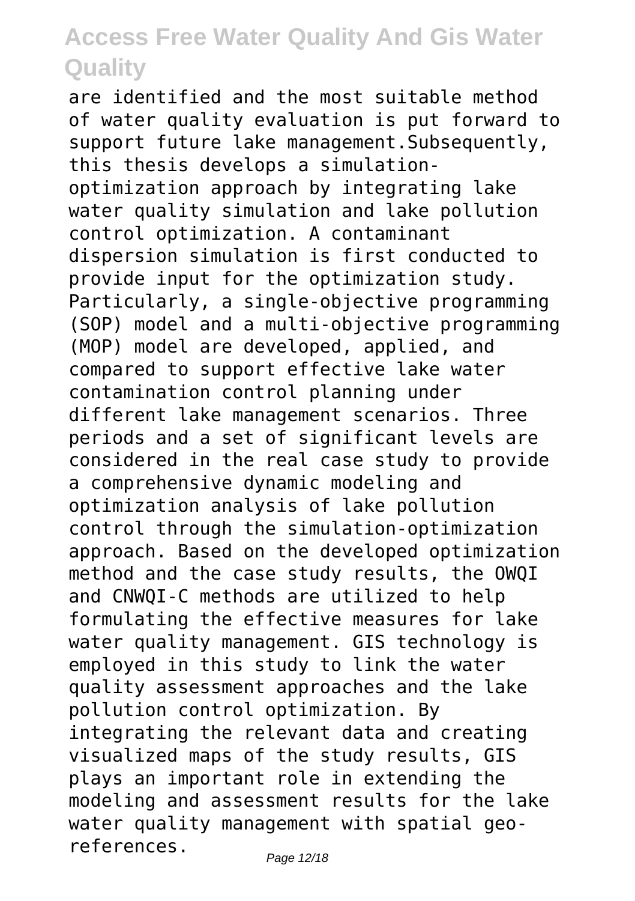are identified and the most suitable method of water quality evaluation is put forward to support future lake management.Subsequently, this thesis develops a simulation-optimization approach by integrating lake water quality simulation and lake pollution control optimization. A contaminant dispersion simulation is first conducted to provide input for the optimization study. Particularly, a single-objective programming (SOP) model and a multi-objective programming (MOP) model are developed, applied, and compared to support effective lake water contamination control planning under different lake management scenarios. Three periods and a set of significant levels are considered in the real case study to provide a comprehensive dynamic modeling and optimization analysis of lake pollution control through the simulation-optimization approach. Based on the developed optimization method and the case study results, the OWQI and CNWQI-C methods are utilized to help formulating the effective measures for lake water quality management. GIS technology is employed in this study to link the water quality assessment approaches and the lake pollution control optimization. By integrating the relevant data and creating visualized maps of the study results, GIS plays an important role in extending the modeling and assessment results for the lake water quality management with spatial geo-references.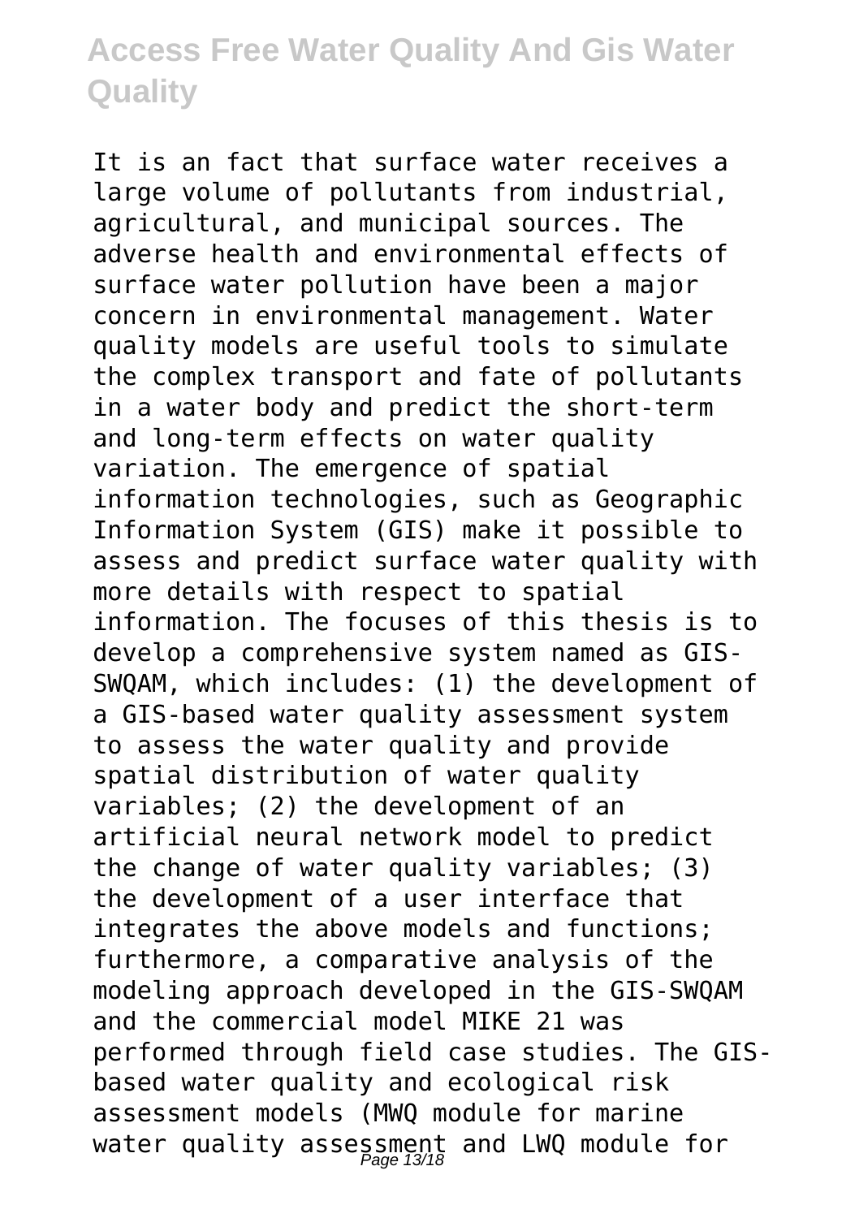It is an fact that surface water receives a large volume of pollutants from industrial, agricultural, and municipal sources. The adverse health and environmental effects of surface water pollution have been a major concern in environmental management. Water quality models are useful tools to simulate the complex transport and fate of pollutants in a water body and predict the short-term and long-term effects on water quality variation. The emergence of spatial information technologies, such as Geographic Information System (GIS) make it possible to assess and predict surface water quality with more details with respect to spatial information. The focuses of this thesis is to develop a comprehensive system named as GIS-SWQAM, which includes: (1) the development of a GIS-based water quality assessment system to assess the water quality and provide spatial distribution of water quality variables; (2) the development of an artificial neural network model to predict the change of water quality variables; (3) the development of a user interface that integrates the above models and functions; furthermore, a comparative analysis of the modeling approach developed in the GIS-SWQAM and the commercial model MIKE 21 was performed through field case studies. The GIS-based water quality and ecological risk assessment models (MWQ module for marine water quality assessment and LWQ module for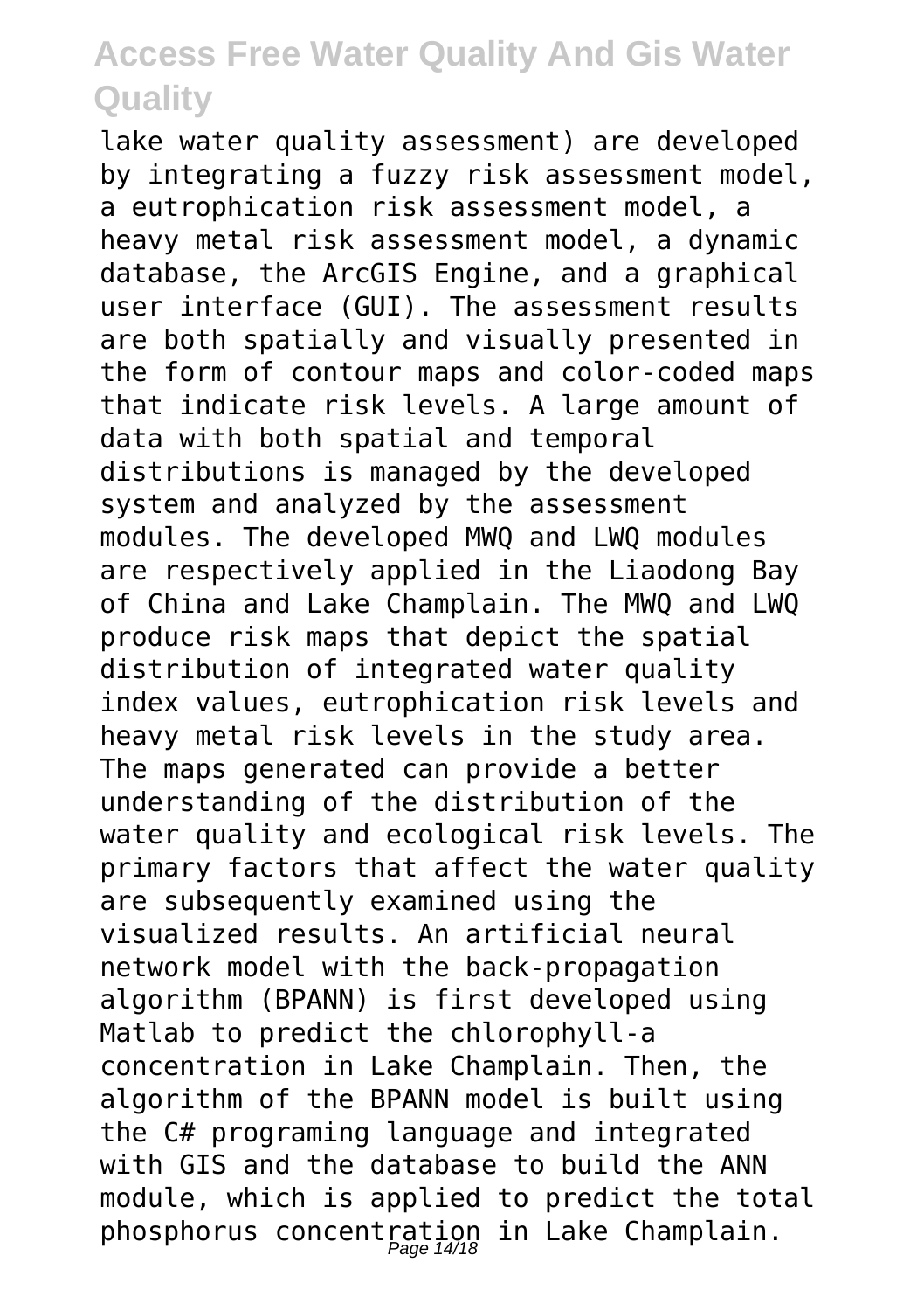lake water quality assessment) are developed by integrating a fuzzy risk assessment model, a eutrophication risk assessment model, a heavy metal risk assessment model, a dynamic database, the ArcGIS Engine, and a graphical user interface (GUI). The assessment results are both spatially and visually presented in the form of contour maps and color-coded maps that indicate risk levels. A large amount of data with both spatial and temporal distributions is managed by the developed system and analyzed by the assessment modules. The developed MWQ and LWQ modules are respectively applied in the Liaodong Bay of China and Lake Champlain. The MWQ and LWQ produce risk maps that depict the spatial distribution of integrated water quality index values, eutrophication risk levels and heavy metal risk levels in the study area. The maps generated can provide a better understanding of the distribution of the water quality and ecological risk levels. The primary factors that affect the water quality are subsequently examined using the visualized results. An artificial neural network model with the back-propagation algorithm (BPANN) is first developed using Matlab to predict the chlorophyll-a concentration in Lake Champlain. Then, the algorithm of the BPANN model is built using the C# programing language and integrated with GIS and the database to build the ANN module, which is applied to predict the total phosphorus concentration in Lake Champlain.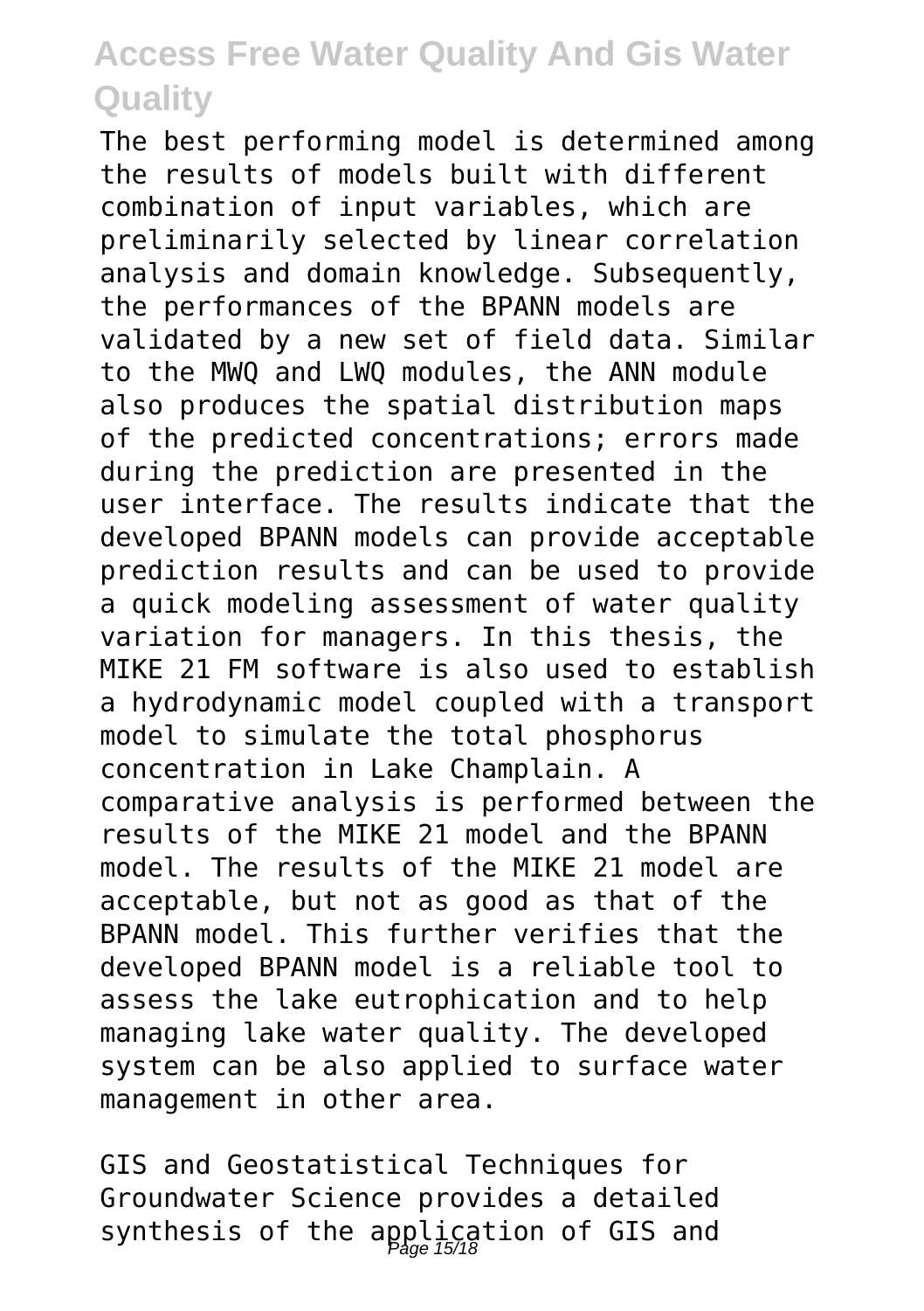The best performing model is determined among the results of models built with different combination of input variables, which are preliminarily selected by linear correlation analysis and domain knowledge. Subsequently, the performances of the BPANN models are validated by a new set of field data. Similar to the MWQ and LWQ modules, the ANN module also produces the spatial distribution maps of the predicted concentrations; errors made during the prediction are presented in the user interface. The results indicate that the developed BPANN models can provide acceptable prediction results and can be used to provide a quick modeling assessment of water quality variation for managers. In this thesis, the MIKE 21 FM software is also used to establish a hydrodynamic model coupled with a transport model to simulate the total phosphorus concentration in Lake Champlain. A comparative analysis is performed between the results of the MIKE 21 model and the BPANN model. The results of the MIKE 21 model are acceptable, but not as good as that of the BPANN model. This further verifies that the developed BPANN model is a reliable tool to assess the lake eutrophication and to help managing lake water quality. The developed system can be also applied to surface water management in other area.

GIS and Geostatistical Techniques for Groundwater Science provides a detailed synthesis of the application of GIS and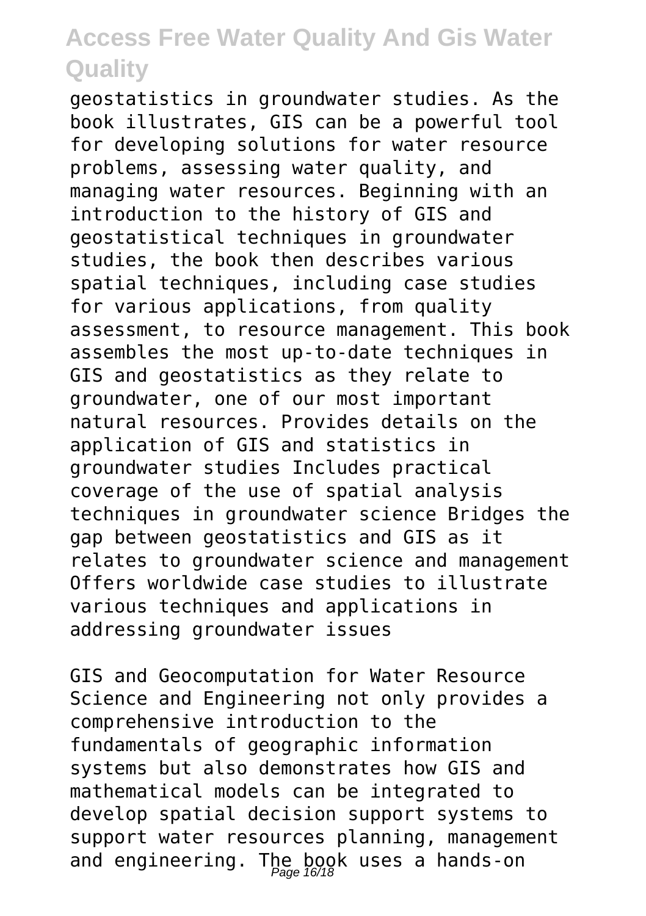geostatistics in groundwater studies. As the book illustrates, GIS can be a powerful tool for developing solutions for water resource problems, assessing water quality, and managing water resources. Beginning with an introduction to the history of GIS and geostatistical techniques in groundwater studies, the book then describes various spatial techniques, including case studies for various applications, from quality assessment, to resource management. This book assembles the most up-to-date techniques in GIS and geostatistics as they relate to groundwater, one of our most important natural resources. Provides details on the application of GIS and statistics in groundwater studies Includes practical coverage of the use of spatial analysis techniques in groundwater science Bridges the gap between geostatistics and GIS as it relates to groundwater science and management Offers worldwide case studies to illustrate various techniques and applications in addressing groundwater issues

GIS and Geocomputation for Water Resource Science and Engineering not only provides a comprehensive introduction to the fundamentals of geographic information systems but also demonstrates how GIS and mathematical models can be integrated to develop spatial decision support systems to support water resources planning, management and engineering. The book uses a hands-on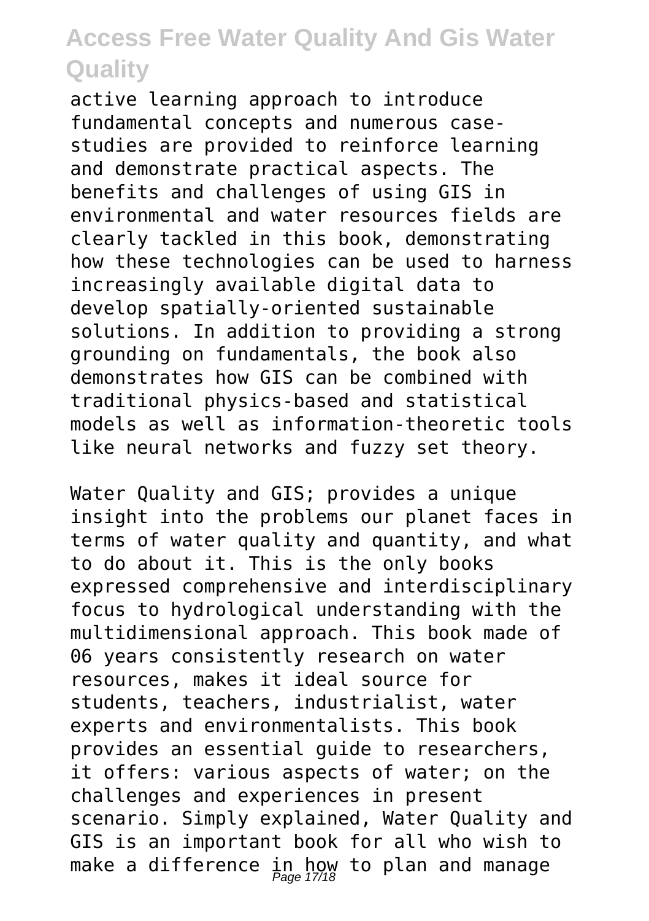active learning approach to introduce fundamental concepts and numerous case-studies are provided to reinforce learning and demonstrate practical aspects. The benefits and challenges of using GIS in environmental and water resources fields are clearly tackled in this book, demonstrating how these technologies can be used to harness increasingly available digital data to develop spatially-oriented sustainable solutions. In addition to providing a strong grounding on fundamentals, the book also demonstrates how GIS can be combined with traditional physics-based and statistical models as well as information-theoretic tools like neural networks and fuzzy set theory.

Water Quality and GIS; provides a unique insight into the problems our planet faces in terms of water quality and quantity, and what to do about it. This is the only books expressed comprehensive and interdisciplinary focus to hydrological understanding with the multidimensional approach. This book made of 06 years consistently research on water resources, makes it ideal source for students, teachers, industrialist, water experts and environmentalists. This book provides an essential guide to researchers, it offers: various aspects of water; on the challenges and experiences in present scenario. Simply explained, Water Quality and GIS is an important book for all who wish to make a difference in how to plan and manage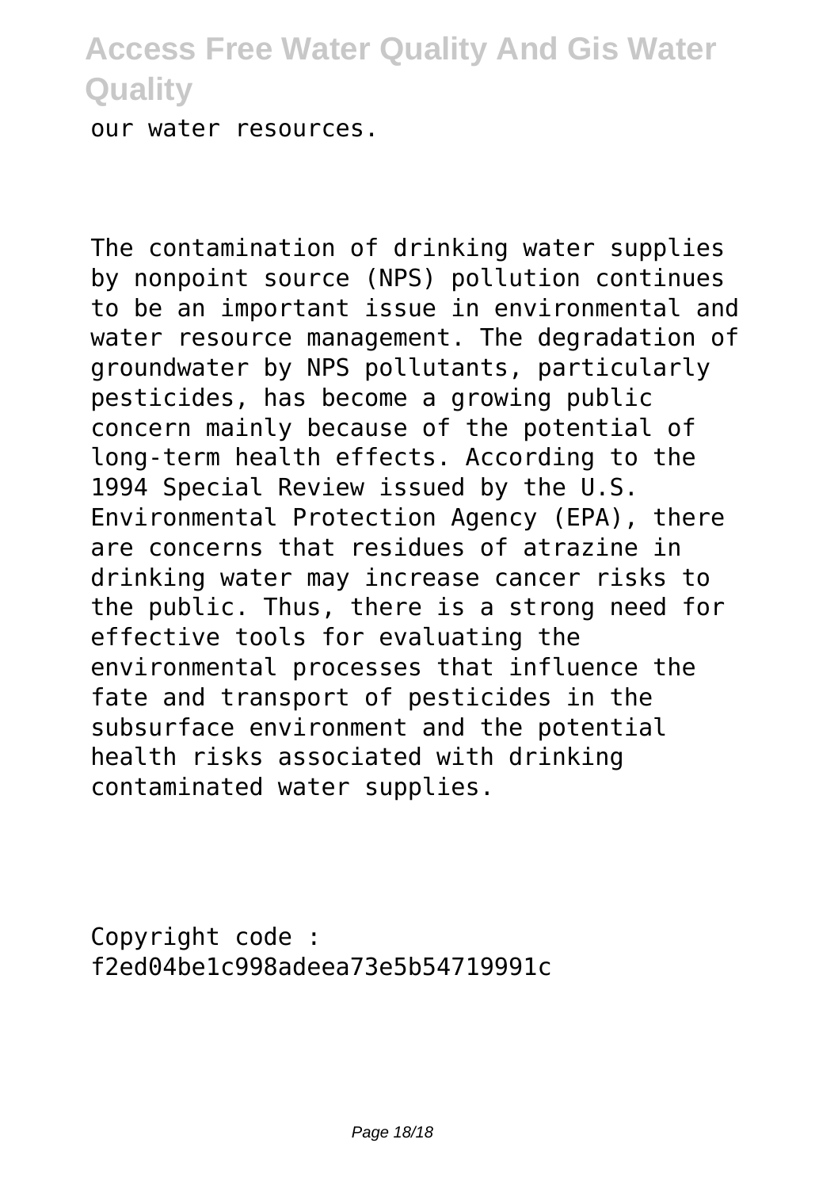our water resources.

The contamination of drinking water supplies by nonpoint source (NPS) pollution continues to be an important issue in environmental and water resource management. The degradation of groundwater by NPS pollutants, particularly pesticides, has become a growing public concern mainly because of the potential of long-term health effects. According to the 1994 Special Review issued by the U.S. Environmental Protection Agency (EPA), there are concerns that residues of atrazine in drinking water may increase cancer risks to the public. Thus, there is a strong need for effective tools for evaluating the environmental processes that influence the fate and transport of pesticides in the subsurface environment and the potential health risks associated with drinking contaminated water supplies.

Copyright code : f2ed04be1c998adeea73e5b54719991c